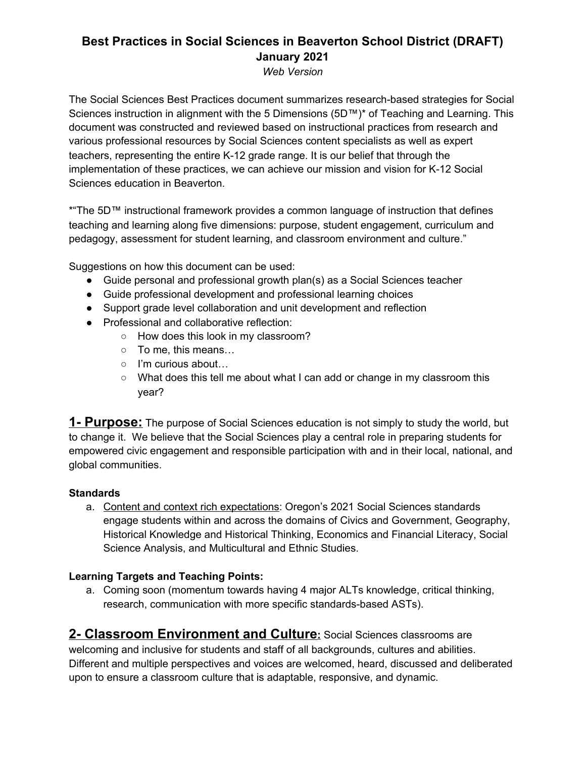# Best Practices in Social Sciences in Beaverton School District (DRAFT)
## January 2021
*Web Version*

The Social Sciences Best Practices document summarizes research-based strategies for Social Sciences instruction in alignment with the 5 Dimensions (5D™)* of Teaching and Learning. This document was constructed and reviewed based on instructional practices from research and various professional resources by Social Sciences content specialists as well as expert teachers, representing the entire K-12 grade range. It is our belief that through the implementation of these practices, we can achieve our mission and vision for K-12 Social Sciences education in Beaverton.

*"The 5D™ instructional framework provides a common language of instruction that defines teaching and learning along five dimensions: purpose, student engagement, curriculum and pedagogy, assessment for student learning, and classroom environment and culture."

Suggestions on how this document can be used:

- Guide personal and professional growth plan(s) as a Social Sciences teacher
- Guide professional development and professional learning choices
- Support grade level collaboration and unit development and reflection
- Professional and collaborative reflection:
    - How does this look in my classroom?
    - To me, this means…
    - I'm curious about…
    - What does this tell me about what I can add or change in my classroom this year?

## 1- Purpose:

The purpose of Social Sciences education is not simply to study the world, but to change it. We believe that the Social Sciences play a central role in preparing students for empowered civic engagement and responsible participation with and in their local, national, and global communities.

**Standards**

a. Content and context rich expectations: Oregon's 2021 Social Sciences standards engage students within and across the domains of Civics and Government, Geography, Historical Knowledge and Historical Thinking, Economics and Financial Literacy, Social Science Analysis, and Multicultural and Ethnic Studies.

**Learning Targets and Teaching Points:**

a. Coming soon (momentum towards having 4 major ALTs knowledge, critical thinking, research, communication with more specific standards-based ASTs).

## 2- Classroom Environment and Culture:

Social Sciences classrooms are welcoming and inclusive for students and staff of all backgrounds, cultures and abilities. Different and multiple perspectives and voices are welcomed, heard, discussed and deliberated upon to ensure a classroom culture that is adaptable, responsive, and dynamic.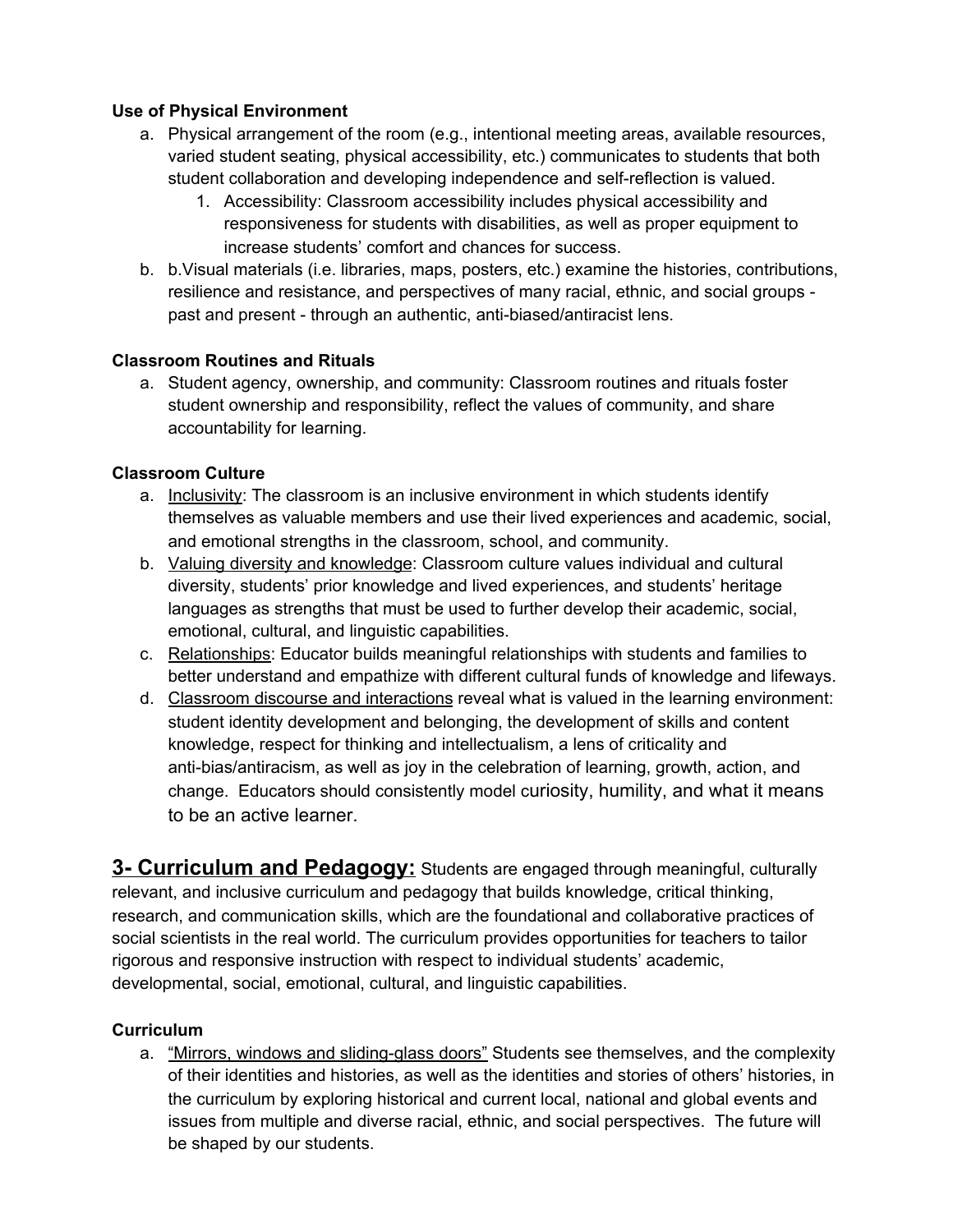**Use of Physical Environment**

a. Physical arrangement of the room (e.g., intentional meeting areas, available resources, varied student seating, physical accessibility, etc.) communicates to students that both student collaboration and developing independence and self-reflection is valued.
    1. Accessibility: Classroom accessibility includes physical accessibility and responsiveness for students with disabilities, as well as proper equipment to increase students' comfort and chances for success.

b. b.Visual materials (i.e. libraries, maps, posters, etc.) examine the histories, contributions, resilience and resistance, and perspectives of many racial, ethnic, and social groups - past and present - through an authentic, anti-biased/antiracist lens.

**Classroom Routines and Rituals**

a. Student agency, ownership, and community: Classroom routines and rituals foster student ownership and responsibility, reflect the values of community, and share accountability for learning.

**Classroom Culture**

a. <u>Inclusivity</u>: The classroom is an inclusive environment in which students identify themselves as valuable members and use their lived experiences and academic, social, and emotional strengths in the classroom, school, and community.

b. <u>Valuing diversity and knowledge</u>: Classroom culture values individual and cultural diversity, students' prior knowledge and lived experiences, and students' heritage languages as strengths that must be used to further develop their academic, social, emotional, cultural, and linguistic capabilities.

c. <u>Relationships</u>: Educator builds meaningful relationships with students and families to better understand and empathize with different cultural funds of knowledge and lifeways.

d. <u>Classroom discourse and interactions</u> reveal what is valued in the learning environment: student identity development and belonging, the development of skills and content knowledge, respect for thinking and intellectualism, a lens of criticality and anti-bias/antiracism, as well as joy in the celebration of learning, growth, action, and change. Educators should consistently model curiosity, humility, and what it means to be an active learner.

## <u>3- Curriculum and Pedagogy:</u>

Students are engaged through meaningful, culturally relevant, and inclusive curriculum and pedagogy that builds knowledge, critical thinking, research, and communication skills, which are the foundational and collaborative practices of social scientists in the real world. The curriculum provides opportunities for teachers to tailor rigorous and responsive instruction with respect to individual students' academic, developmental, social, emotional, cultural, and linguistic capabilities.

**Curriculum**

a. <u>"Mirrors, windows and sliding-glass doors"</u> Students see themselves, and the complexity of their identities and histories, as well as the identities and stories of others' histories, in the curriculum by exploring historical and current local, national and global events and issues from multiple and diverse racial, ethnic, and social perspectives. The future will be shaped by our students.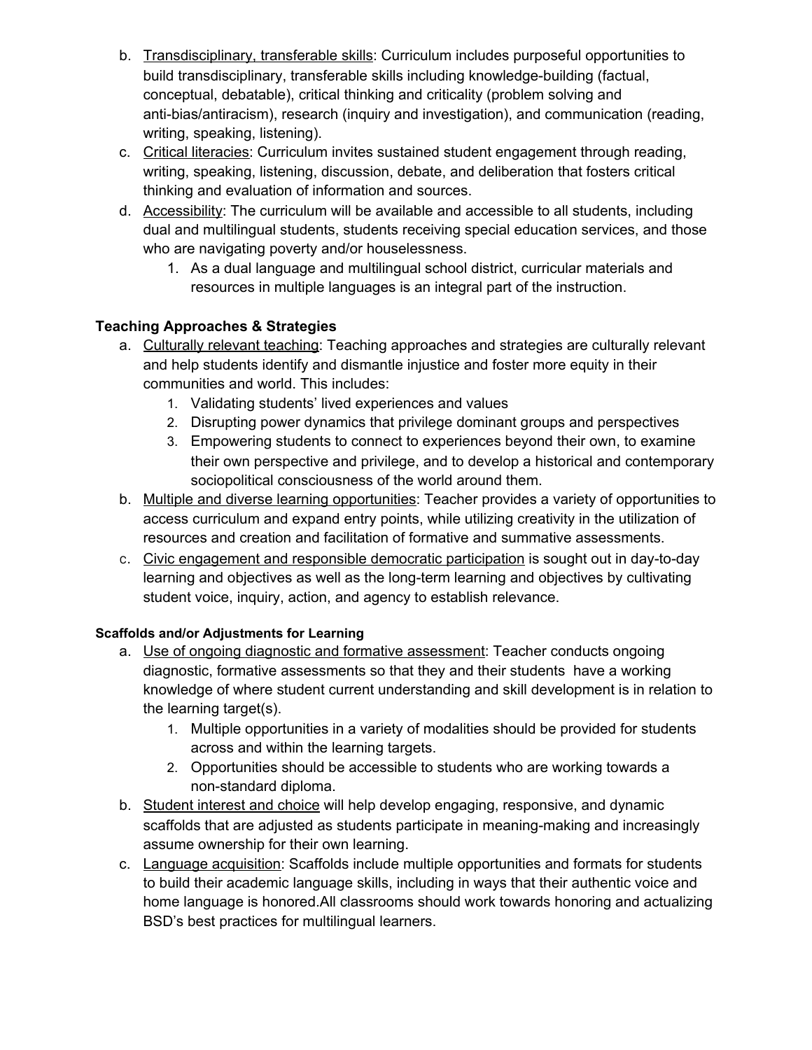b. <u>Transdisciplinary, transferable skills</u>: Curriculum includes purposeful opportunities to build transdisciplinary, transferable skills including knowledge-building (factual, conceptual, debatable), critical thinking and criticality (problem solving and anti-bias/antiracism), research (inquiry and investigation), and communication (reading, writing, speaking, listening).

c. <u>Critical literacies</u>: Curriculum invites sustained student engagement through reading, writing, speaking, listening, discussion, debate, and deliberation that fosters critical thinking and evaluation of information and sources.

d. <u>Accessibility</u>: The curriculum will be available and accessible to all students, including dual and multilingual students, students receiving special education services, and those who are navigating poverty and/or houselessness.
   1. As a dual language and multilingual school district, curricular materials and resources in multiple languages is an integral part of the instruction.

### Teaching Approaches & Strategies

a. <u>Culturally relevant teaching</u>: Teaching approaches and strategies are culturally relevant and help students identify and dismantle injustice and foster more equity in their communities and world. This includes:
   1. Validating students' lived experiences and values
   2. Disrupting power dynamics that privilege dominant groups and perspectives
   3. Empowering students to connect to experiences beyond their own, to examine their own perspective and privilege, and to develop a historical and contemporary sociopolitical consciousness of the world around them.

b. <u>Multiple and diverse learning opportunities</u>: Teacher provides a variety of opportunities to access curriculum and expand entry points, while utilizing creativity in the utilization of resources and creation and facilitation of formative and summative assessments.

c. <u>Civic engagement and responsible democratic participation</u> is sought out in day-to-day learning and objectives as well as the long-term learning and objectives by cultivating student voice, inquiry, action, and agency to establish relevance.

#### Scaffolds and/or Adjustments for Learning

a. <u>Use of ongoing diagnostic and formative assessment</u>: Teacher conducts ongoing diagnostic, formative assessments so that they and their students have a working knowledge of where student current understanding and skill development is in relation to the learning target(s).
   1. Multiple opportunities in a variety of modalities should be provided for students across and within the learning targets.
   2. Opportunities should be accessible to students who are working towards a non-standard diploma.

b. <u>Student interest and choice</u> will help develop engaging, responsive, and dynamic scaffolds that are adjusted as students participate in meaning-making and increasingly assume ownership for their own learning.

c. <u>Language acquisition</u>: Scaffolds include multiple opportunities and formats for students to build their academic language skills, including in ways that their authentic voice and home language is honored.All classrooms should work towards honoring and actualizing BSD's best practices for multilingual learners.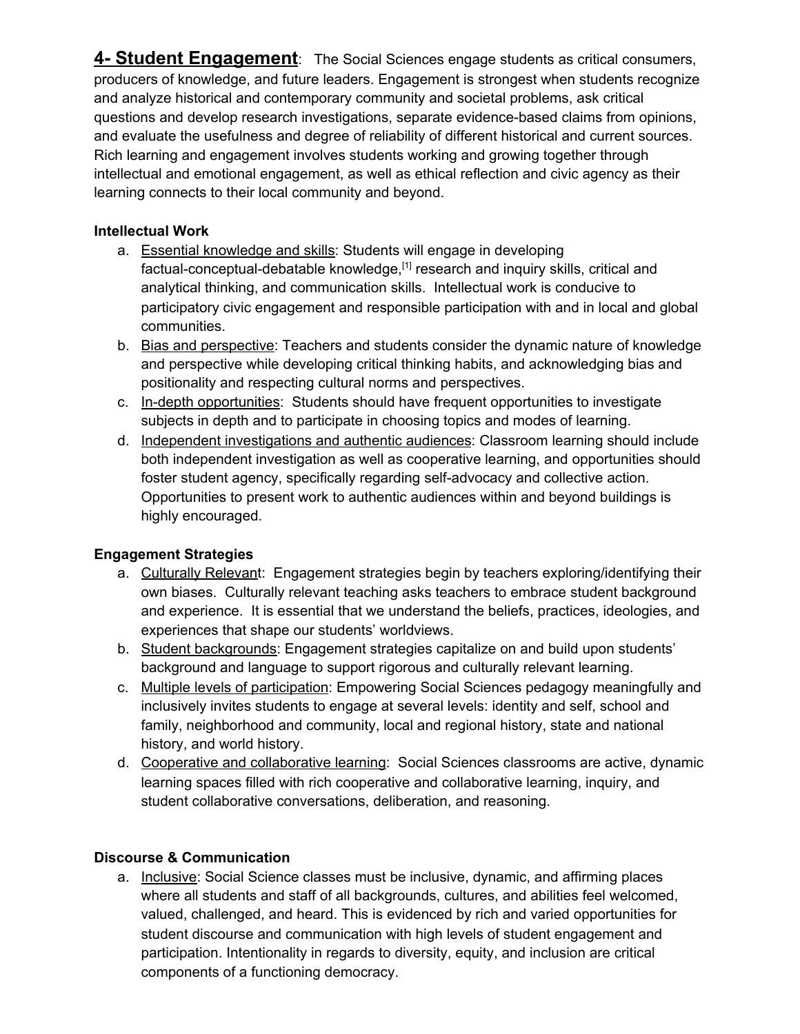## 4- Student Engagement

**4- Student Engagement**: The Social Sciences engage students as critical consumers, producers of knowledge, and future leaders. Engagement is strongest when students recognize and analyze historical and contemporary community and societal problems, ask critical questions and develop research investigations, separate evidence-based claims from opinions, and evaluate the usefulness and degree of reliability of different historical and current sources. Rich learning and engagement involves students working and growing together through intellectual and emotional engagement, as well as ethical reflection and civic agency as their learning connects to their local community and beyond.

**Intellectual Work**

a. Essential knowledge and skills: Students will engage in developing factual-conceptual-debatable knowledge,[1] research and inquiry skills, critical and analytical thinking, and communication skills. Intellectual work is conducive to participatory civic engagement and responsible participation with and in local and global communities.
b. Bias and perspective: Teachers and students consider the dynamic nature of knowledge and perspective while developing critical thinking habits, and acknowledging bias and positionality and respecting cultural norms and perspectives.
c. In-depth opportunities: Students should have frequent opportunities to investigate subjects in depth and to participate in choosing topics and modes of learning.
d. Independent investigations and authentic audiences: Classroom learning should include both independent investigation as well as cooperative learning, and opportunities should foster student agency, specifically regarding self-advocacy and collective action. Opportunities to present work to authentic audiences within and beyond buildings is highly encouraged.

**Engagement Strategies**

a. Culturally Relevant: Engagement strategies begin by teachers exploring/identifying their own biases. Culturally relevant teaching asks teachers to embrace student background and experience. It is essential that we understand the beliefs, practices, ideologies, and experiences that shape our students' worldviews.
b. Student backgrounds: Engagement strategies capitalize on and build upon students' background and language to support rigorous and culturally relevant learning.
c. Multiple levels of participation: Empowering Social Sciences pedagogy meaningfully and inclusively invites students to engage at several levels: identity and self, school and family, neighborhood and community, local and regional history, state and national history, and world history.
d. Cooperative and collaborative learning: Social Sciences classrooms are active, dynamic learning spaces filled with rich cooperative and collaborative learning, inquiry, and student collaborative conversations, deliberation, and reasoning.

**Discourse & Communication**

a. Inclusive: Social Science classes must be inclusive, dynamic, and affirming places where all students and staff of all backgrounds, cultures, and abilities feel welcomed, valued, challenged, and heard. This is evidenced by rich and varied opportunities for student discourse and communication with high levels of student engagement and participation. Intentionality in regards to diversity, equity, and inclusion are critical components of a functioning democracy.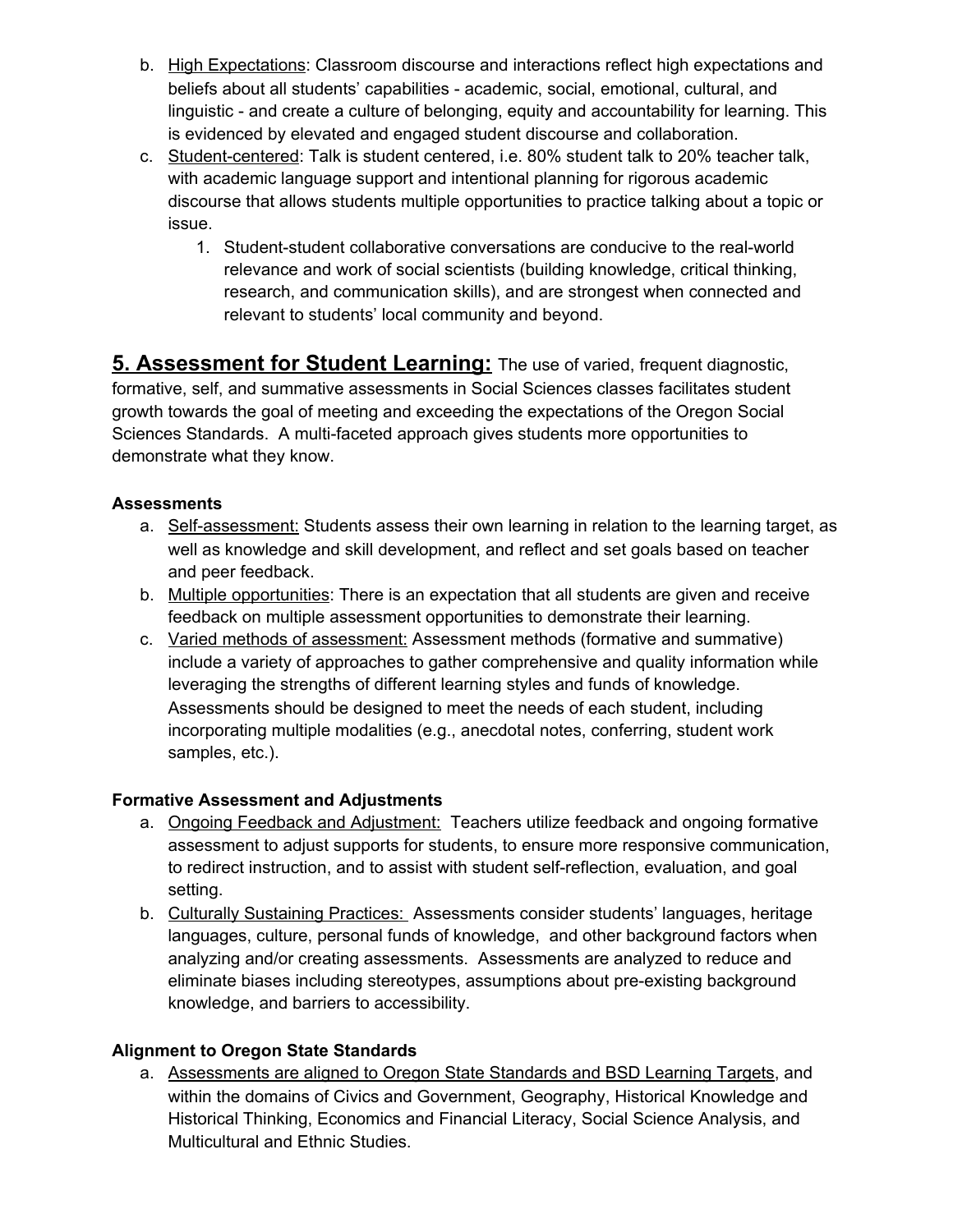b. <u>High Expectations</u>: Classroom discourse and interactions reflect high expectations and beliefs about all students' capabilities - academic, social, emotional, cultural, and linguistic - and create a culture of belonging, equity and accountability for learning. This is evidenced by elevated and engaged student discourse and collaboration.

c. <u>Student-centered</u>: Talk is student centered, i.e. 80% student talk to 20% teacher talk, with academic language support and intentional planning for rigorous academic discourse that allows students multiple opportunities to practice talking about a topic or issue.

   1. Student-student collaborative conversations are conducive to the real-world relevance and work of social scientists (building knowledge, critical thinking, research, and communication skills), and are strongest when connected and relevant to students' local community and beyond.

## <u>5. Assessment for Student Learning:</u>

The use of varied, frequent diagnostic, formative, self, and summative assessments in Social Sciences classes facilitates student growth towards the goal of meeting and exceeding the expectations of the Oregon Social Sciences Standards. A multi-faceted approach gives students more opportunities to demonstrate what they know.

### Assessments

a. <u>Self-assessment:</u> Students assess their own learning in relation to the learning target, as well as knowledge and skill development, and reflect and set goals based on teacher and peer feedback.

b. <u>Multiple opportunities</u>: There is an expectation that all students are given and receive feedback on multiple assessment opportunities to demonstrate their learning.

c. <u>Varied methods of assessment:</u> Assessment methods (formative and summative) include a variety of approaches to gather comprehensive and quality information while leveraging the strengths of different learning styles and funds of knowledge. Assessments should be designed to meet the needs of each student, including incorporating multiple modalities (e.g., anecdotal notes, conferring, student work samples, etc.).

### Formative Assessment and Adjustments

a. <u>Ongoing Feedback and Adjustment:</u> Teachers utilize feedback and ongoing formative assessment to adjust supports for students, to ensure more responsive communication, to redirect instruction, and to assist with student self-reflection, evaluation, and goal setting.

b. <u>Culturally Sustaining Practices:</u> Assessments consider students' languages, heritage languages, culture, personal funds of knowledge, and other background factors when analyzing and/or creating assessments. Assessments are analyzed to reduce and eliminate biases including stereotypes, assumptions about pre-existing background knowledge, and barriers to accessibility.

### Alignment to Oregon State Standards

a. <u>Assessments are aligned to Oregon State Standards and BSD Learning Targets</u>, and within the domains of Civics and Government, Geography, Historical Knowledge and Historical Thinking, Economics and Financial Literacy, Social Science Analysis, and Multicultural and Ethnic Studies.